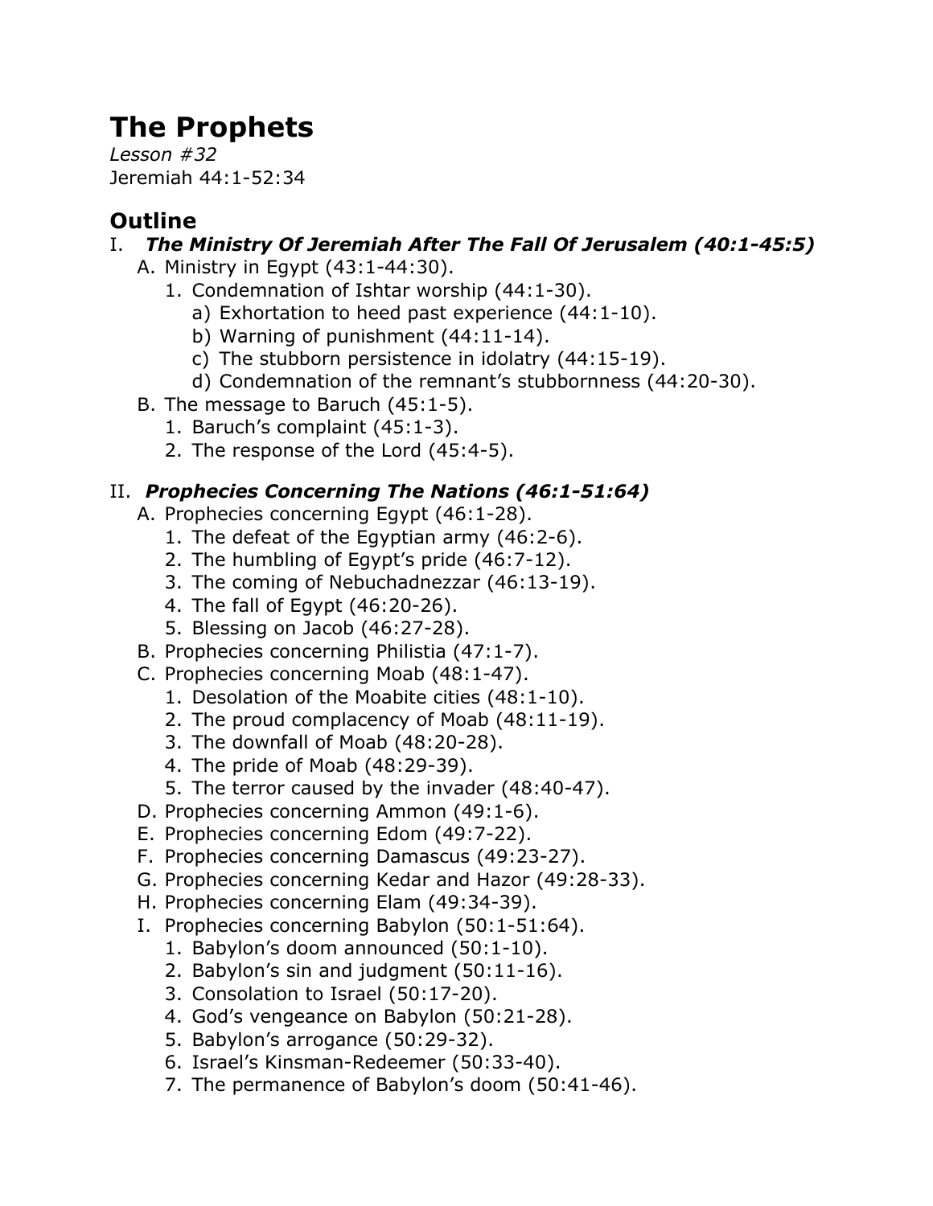# The Prophets

*Lesson #32*
Jeremiah 44:1-52:34

## Outline

I. ***The Ministry Of Jeremiah After The Fall Of Jerusalem (40:1-45:5)***
   - A. Ministry in Egypt (43:1-44:30).
     1. Condemnation of Ishtar worship (44:1-30).
        - a) Exhortation to heed past experience (44:1-10).
        - b) Warning of punishment (44:11-14).
        - c) The stubborn persistence in idolatry (44:15-19).
        - d) Condemnation of the remnant's stubbornness (44:20-30).
   - B. The message to Baruch (45:1-5).
     1. Baruch's complaint (45:1-3).
     2. The response of the Lord (45:4-5).

II. ***Prophecies Concerning The Nations (46:1-51:64)***
   - A. Prophecies concerning Egypt (46:1-28).
     1. The defeat of the Egyptian army (46:2-6).
     2. The humbling of Egypt's pride (46:7-12).
     3. The coming of Nebuchadnezzar (46:13-19).
     4. The fall of Egypt (46:20-26).
     5. Blessing on Jacob (46:27-28).
   - B. Prophecies concerning Philistia (47:1-7).
   - C. Prophecies concerning Moab (48:1-47).
     1. Desolation of the Moabite cities (48:1-10).
     2. The proud complacency of Moab (48:11-19).
     3. The downfall of Moab (48:20-28).
     4. The pride of Moab (48:29-39).
     5. The terror caused by the invader (48:40-47).
   - D. Prophecies concerning Ammon (49:1-6).
   - E. Prophecies concerning Edom (49:7-22).
   - F. Prophecies concerning Damascus (49:23-27).
   - G. Prophecies concerning Kedar and Hazor (49:28-33).
   - H. Prophecies concerning Elam (49:34-39).
   - I. Prophecies concerning Babylon (50:1-51:64).
     1. Babylon's doom announced (50:1-10).
     2. Babylon's sin and judgment (50:11-16).
     3. Consolation to Israel (50:17-20).
     4. God's vengeance on Babylon (50:21-28).
     5. Babylon's arrogance (50:29-32).
     6. Israel's Kinsman-Redeemer (50:33-40).
     7. The permanence of Babylon's doom (50:41-46).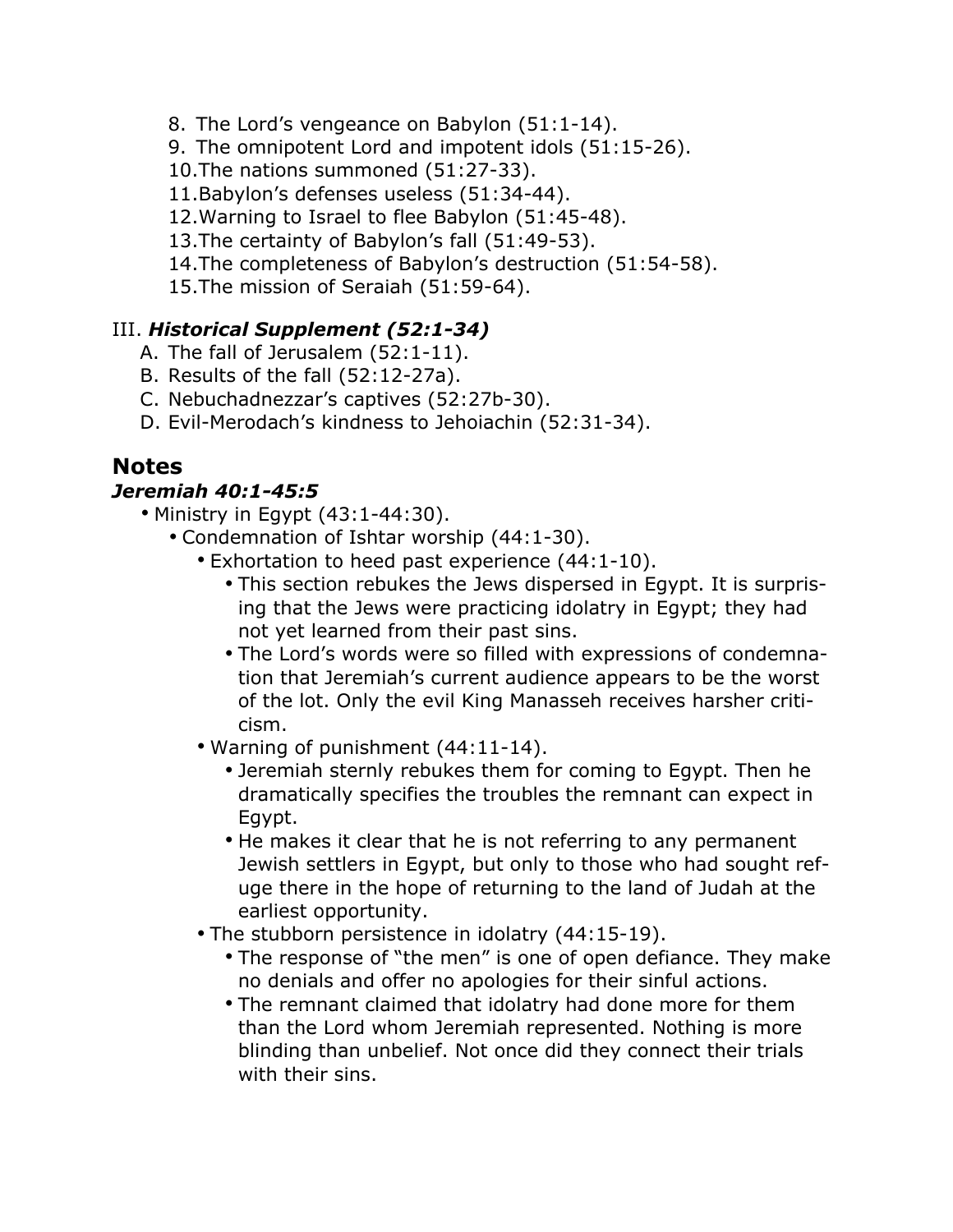8. The Lord's vengeance on Babylon (51:1-14).
9. The omnipotent Lord and impotent idols (51:15-26).
10. The nations summoned (51:27-33).
11. Babylon's defenses useless (51:34-44).
12. Warning to Israel to flee Babylon (51:45-48).
13. The certainty of Babylon's fall (51:49-53).
14. The completeness of Babylon's destruction (51:54-58).
15. The mission of Seraiah (51:59-64).

III. ***Historical Supplement (52:1-34)***

A. The fall of Jerusalem (52:1-11).
B. Results of the fall (52:12-27a).
C. Nebuchadnezzar's captives (52:27b-30).
D. Evil-Merodach's kindness to Jehoiachin (52:31-34).

## Notes

### *Jeremiah 40:1-45:5*

- Ministry in Egypt (43:1-44:30).
  - Condemnation of Ishtar worship (44:1-30).
    - Exhortation to heed past experience (44:1-10).
      - This section rebukes the Jews dispersed in Egypt. It is surprising that the Jews were practicing idolatry in Egypt; they had not yet learned from their past sins.
      - The Lord's words were so filled with expressions of condemnation that Jeremiah's current audience appears to be the worst of the lot. Only the evil King Manasseh receives harsher criticism.
    - Warning of punishment (44:11-14).
      - Jeremiah sternly rebukes them for coming to Egypt. Then he dramatically specifies the troubles the remnant can expect in Egypt.
      - He makes it clear that he is not referring to any permanent Jewish settlers in Egypt, but only to those who had sought refuge there in the hope of returning to the land of Judah at the earliest opportunity.
    - The stubborn persistence in idolatry (44:15-19).
      - The response of "the men" is one of open defiance. They make no denials and offer no apologies for their sinful actions.
      - The remnant claimed that idolatry had done more for them than the Lord whom Jeremiah represented. Nothing is more blinding than unbelief. Not once did they connect their trials with their sins.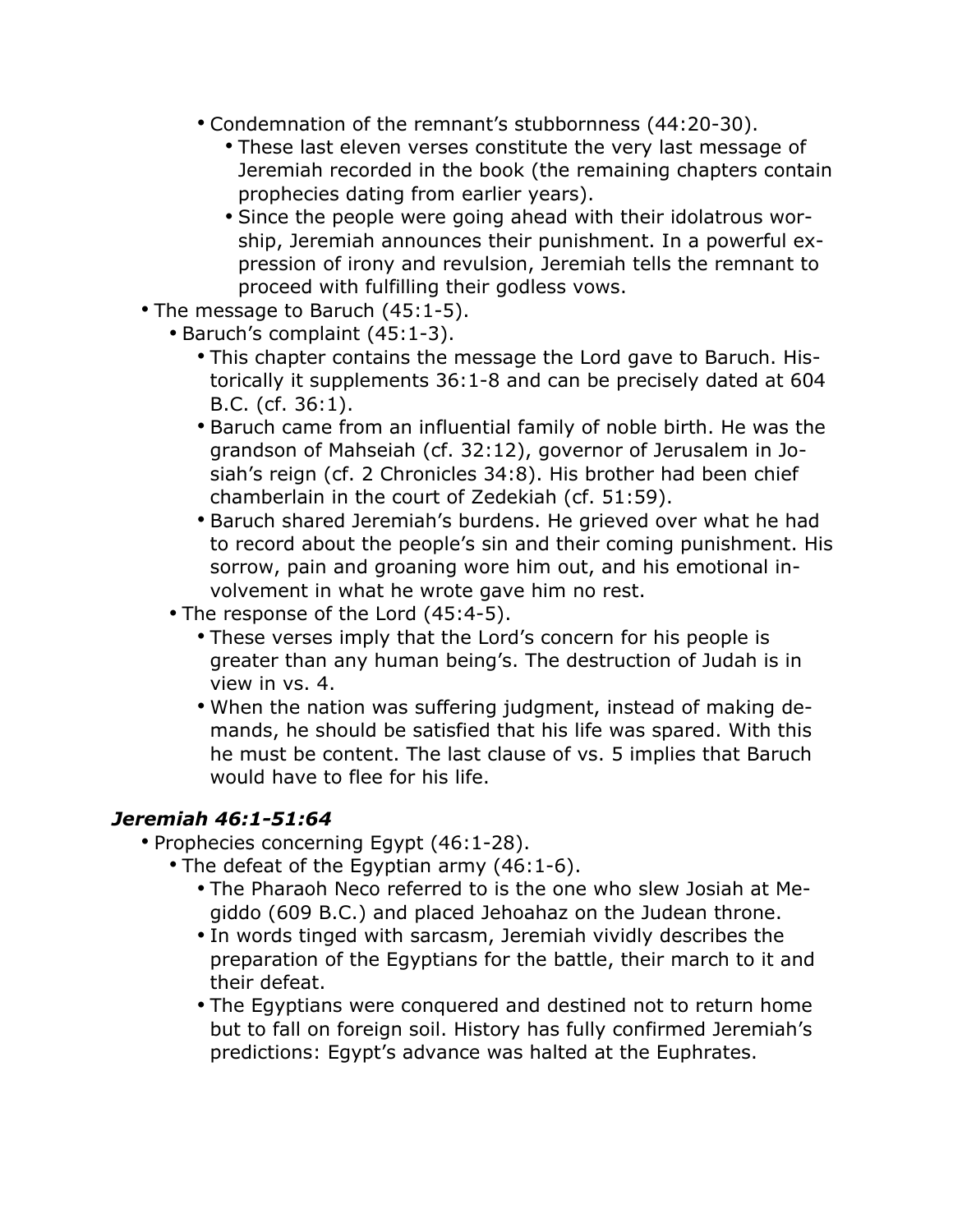- Condemnation of the remnant's stubbornness (44:20-30).
    - These last eleven verses constitute the very last message of Jeremiah recorded in the book (the remaining chapters contain prophecies dating from earlier years).
    - Since the people were going ahead with their idolatrous worship, Jeremiah announces their punishment. In a powerful expression of irony and revulsion, Jeremiah tells the remnant to proceed with fulfilling their godless vows.
- The message to Baruch (45:1-5).
  - Baruch's complaint (45:1-3).
    - This chapter contains the message the Lord gave to Baruch. Historically it supplements 36:1-8 and can be precisely dated at 604 B.C. (cf. 36:1).
    - Baruch came from an influential family of noble birth. He was the grandson of Mahseiah (cf. 32:12), governor of Jerusalem in Josiah's reign (cf. 2 Chronicles 34:8). His brother had been chief chamberlain in the court of Zedekiah (cf. 51:59).
    - Baruch shared Jeremiah's burdens. He grieved over what he had to record about the people's sin and their coming punishment. His sorrow, pain and groaning wore him out, and his emotional involvement in what he wrote gave him no rest.
  - The response of the Lord (45:4-5).
    - These verses imply that the Lord's concern for his people is greater than any human being's. The destruction of Judah is in view in vs. 4.
    - When the nation was suffering judgment, instead of making demands, he should be satisfied that his life was spared. With this he must be content. The last clause of vs. 5 implies that Baruch would have to flee for his life.

### *Jeremiah 46:1-51:64*

- Prophecies concerning Egypt (46:1-28).
  - The defeat of the Egyptian army (46:1-6).
    - The Pharaoh Neco referred to is the one who slew Josiah at Megiddo (609 B.C.) and placed Jehoahaz on the Judean throne.
    - In words tinged with sarcasm, Jeremiah vividly describes the preparation of the Egyptians for the battle, their march to it and their defeat.
    - The Egyptians were conquered and destined not to return home but to fall on foreign soil. History has fully confirmed Jeremiah's predictions: Egypt's advance was halted at the Euphrates.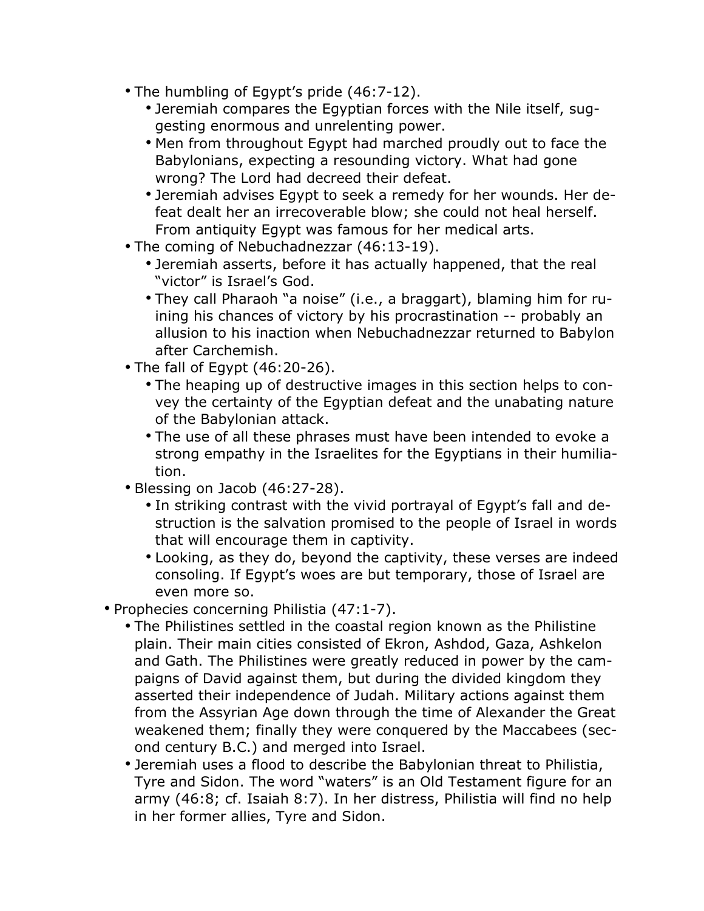- The humbling of Egypt's pride (46:7-12).
    - Jeremiah compares the Egyptian forces with the Nile itself, suggesting enormous and unrelenting power.
    - Men from throughout Egypt had marched proudly out to face the Babylonians, expecting a resounding victory. What had gone wrong? The Lord had decreed their defeat.
    - Jeremiah advises Egypt to seek a remedy for her wounds. Her defeat dealt her an irrecoverable blow; she could not heal herself. From antiquity Egypt was famous for her medical arts.
- The coming of Nebuchadnezzar (46:13-19).
    - Jeremiah asserts, before it has actually happened, that the real "victor" is Israel's God.
    - They call Pharaoh "a noise" (i.e., a braggart), blaming him for ruining his chances of victory by his procrastination -- probably an allusion to his inaction when Nebuchadnezzar returned to Babylon after Carchemish.
- The fall of Egypt (46:20-26).
    - The heaping up of destructive images in this section helps to convey the certainty of the Egyptian defeat and the unabating nature of the Babylonian attack.
    - The use of all these phrases must have been intended to evoke a strong empathy in the Israelites for the Egyptians in their humiliation.
- Blessing on Jacob (46:27-28).
    - In striking contrast with the vivid portrayal of Egypt's fall and destruction is the salvation promised to the people of Israel in words that will encourage them in captivity.
    - Looking, as they do, beyond the captivity, these verses are indeed consoling. If Egypt's woes are but temporary, those of Israel are even more so.

- Prophecies concerning Philistia (47:1-7).
    - The Philistines settled in the coastal region known as the Philistine plain. Their main cities consisted of Ekron, Ashdod, Gaza, Ashkelon and Gath. The Philistines were greatly reduced in power by the campaigns of David against them, but during the divided kingdom they asserted their independence of Judah. Military actions against them from the Assyrian Age down through the time of Alexander the Great weakened them; finally they were conquered by the Maccabees (second century B.C.) and merged into Israel.
    - Jeremiah uses a flood to describe the Babylonian threat to Philistia, Tyre and Sidon. The word "waters" is an Old Testament figure for an army (46:8; cf. Isaiah 8:7). In her distress, Philistia will find no help in her former allies, Tyre and Sidon.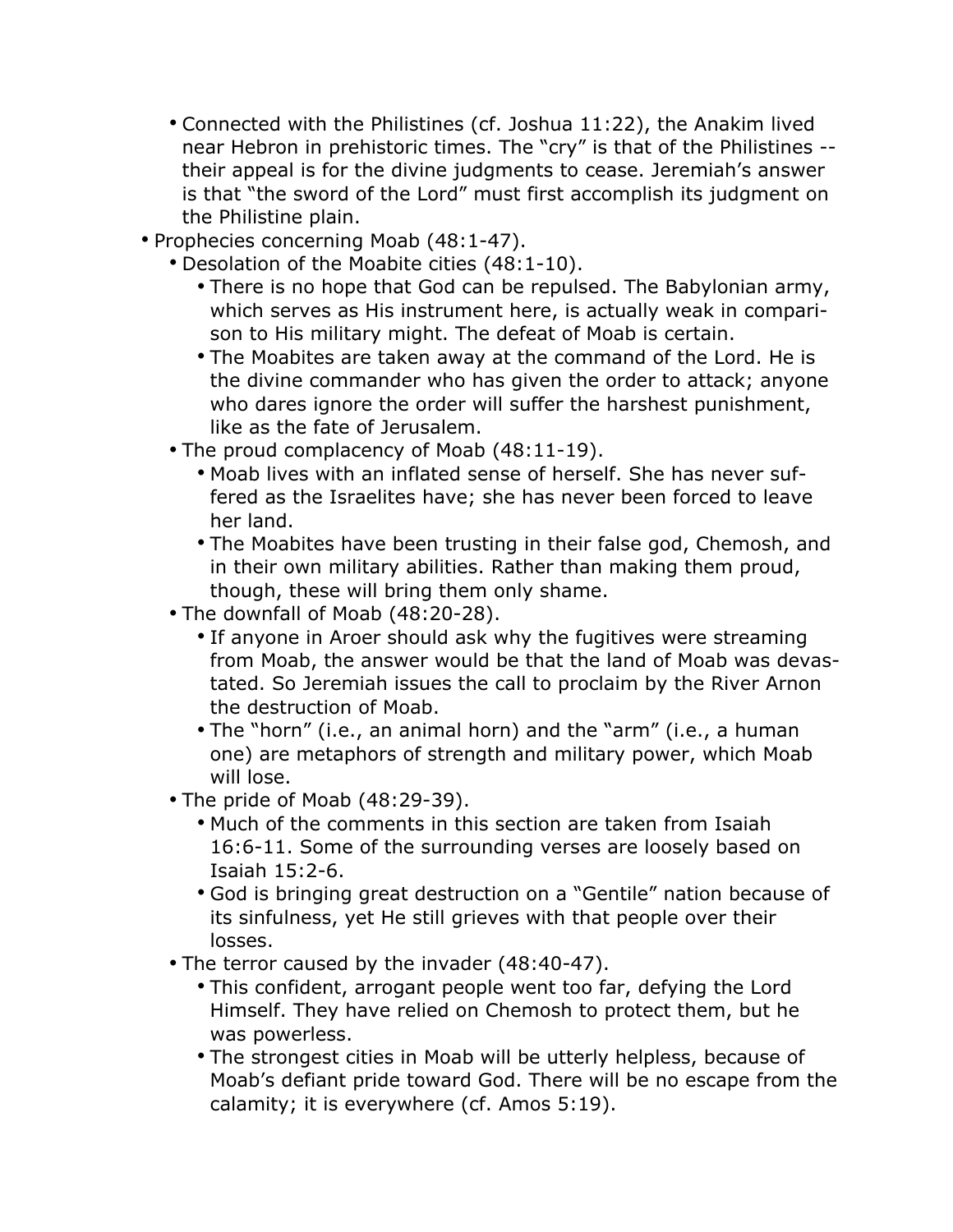- Connected with the Philistines (cf. Joshua 11:22), the Anakim lived near Hebron in prehistoric times. The "cry" is that of the Philistines -- their appeal is for the divine judgments to cease. Jeremiah's answer is that "the sword of the Lord" must first accomplish its judgment on the Philistine plain.
- Prophecies concerning Moab (48:1-47).
  - Desolation of the Moabite cities (48:1-10).
    - There is no hope that God can be repulsed. The Babylonian army, which serves as His instrument here, is actually weak in comparison to His military might. The defeat of Moab is certain.
    - The Moabites are taken away at the command of the Lord. He is the divine commander who has given the order to attack; anyone who dares ignore the order will suffer the harshest punishment, like as the fate of Jerusalem.
  - The proud complacency of Moab (48:11-19).
    - Moab lives with an inflated sense of herself. She has never suffered as the Israelites have; she has never been forced to leave her land.
    - The Moabites have been trusting in their false god, Chemosh, and in their own military abilities. Rather than making them proud, though, these will bring them only shame.
  - The downfall of Moab (48:20-28).
    - If anyone in Aroer should ask why the fugitives were streaming from Moab, the answer would be that the land of Moab was devastated. So Jeremiah issues the call to proclaim by the River Arnon the destruction of Moab.
    - The "horn" (i.e., an animal horn) and the "arm" (i.e., a human one) are metaphors of strength and military power, which Moab will lose.
  - The pride of Moab (48:29-39).
    - Much of the comments in this section are taken from Isaiah 16:6-11. Some of the surrounding verses are loosely based on Isaiah 15:2-6.
    - God is bringing great destruction on a "Gentile" nation because of its sinfulness, yet He still grieves with that people over their losses.
  - The terror caused by the invader (48:40-47).
    - This confident, arrogant people went too far, defying the Lord Himself. They have relied on Chemosh to protect them, but he was powerless.
    - The strongest cities in Moab will be utterly helpless, because of Moab's defiant pride toward God. There will be no escape from the calamity; it is everywhere (cf. Amos 5:19).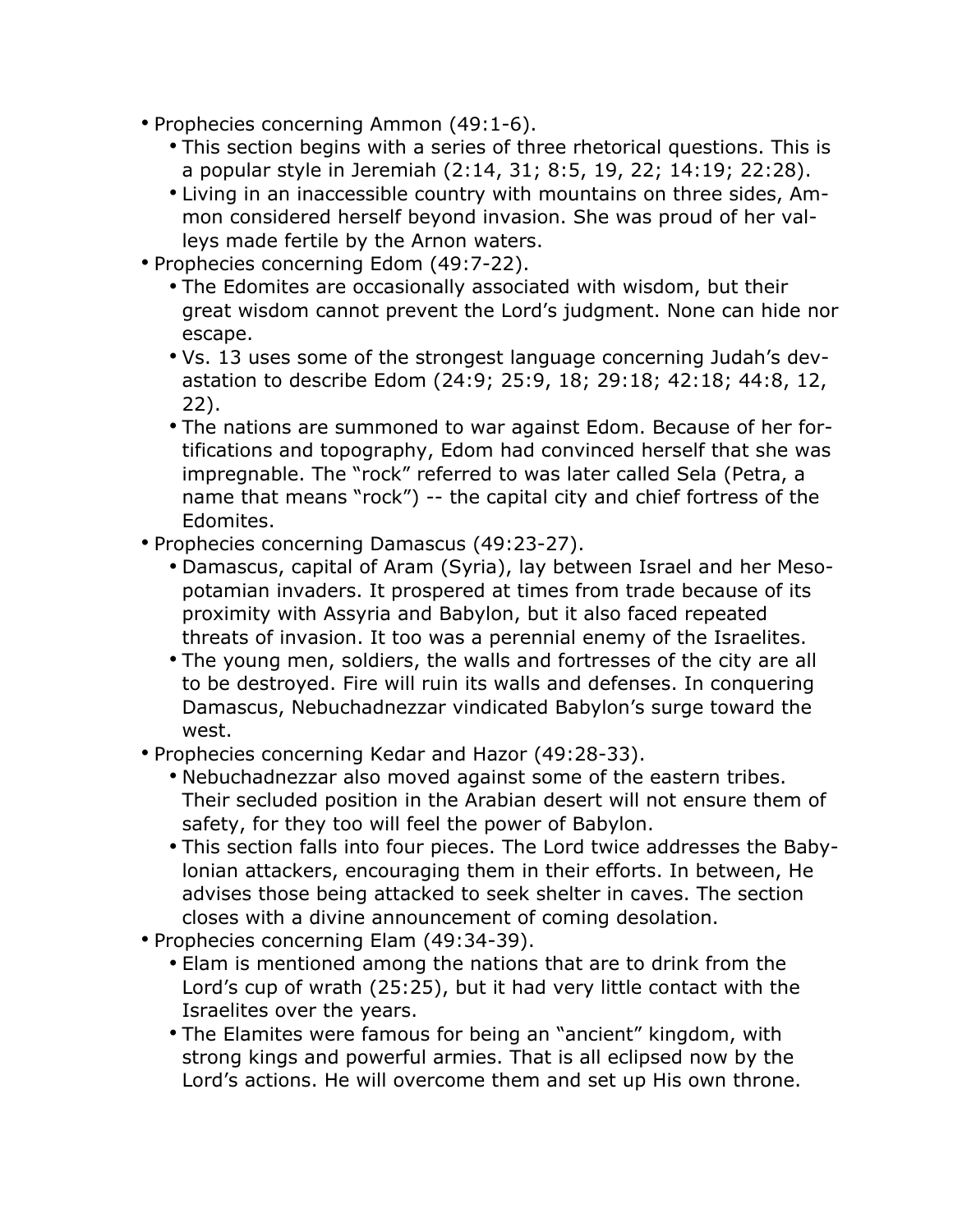- Prophecies concerning Ammon (49:1-6).
  - This section begins with a series of three rhetorical questions. This is a popular style in Jeremiah (2:14, 31; 8:5, 19, 22; 14:19; 22:28).
  - Living in an inaccessible country with mountains on three sides, Ammon considered herself beyond invasion. She was proud of her valleys made fertile by the Arnon waters.
- Prophecies concerning Edom (49:7-22).
  - The Edomites are occasionally associated with wisdom, but their great wisdom cannot prevent the Lord's judgment. None can hide nor escape.
  - Vs. 13 uses some of the strongest language concerning Judah's devastation to describe Edom (24:9; 25:9, 18; 29:18; 42:18; 44:8, 12, 22).
  - The nations are summoned to war against Edom. Because of her fortifications and topography, Edom had convinced herself that she was impregnable. The "rock" referred to was later called Sela (Petra, a name that means "rock") -- the capital city and chief fortress of the Edomites.
- Prophecies concerning Damascus (49:23-27).
  - Damascus, capital of Aram (Syria), lay between Israel and her Mesopotamian invaders. It prospered at times from trade because of its proximity with Assyria and Babylon, but it also faced repeated threats of invasion. It too was a perennial enemy of the Israelites.
  - The young men, soldiers, the walls and fortresses of the city are all to be destroyed. Fire will ruin its walls and defenses. In conquering Damascus, Nebuchadnezzar vindicated Babylon's surge toward the west.
- Prophecies concerning Kedar and Hazor (49:28-33).
  - Nebuchadnezzar also moved against some of the eastern tribes. Their secluded position in the Arabian desert will not ensure them of safety, for they too will feel the power of Babylon.
  - This section falls into four pieces. The Lord twice addresses the Babylonian attackers, encouraging them in their efforts. In between, He advises those being attacked to seek shelter in caves. The section closes with a divine announcement of coming desolation.
- Prophecies concerning Elam (49:34-39).
  - Elam is mentioned among the nations that are to drink from the Lord's cup of wrath (25:25), but it had very little contact with the Israelites over the years.
  - The Elamites were famous for being an "ancient" kingdom, with strong kings and powerful armies. That is all eclipsed now by the Lord's actions. He will overcome them and set up His own throne.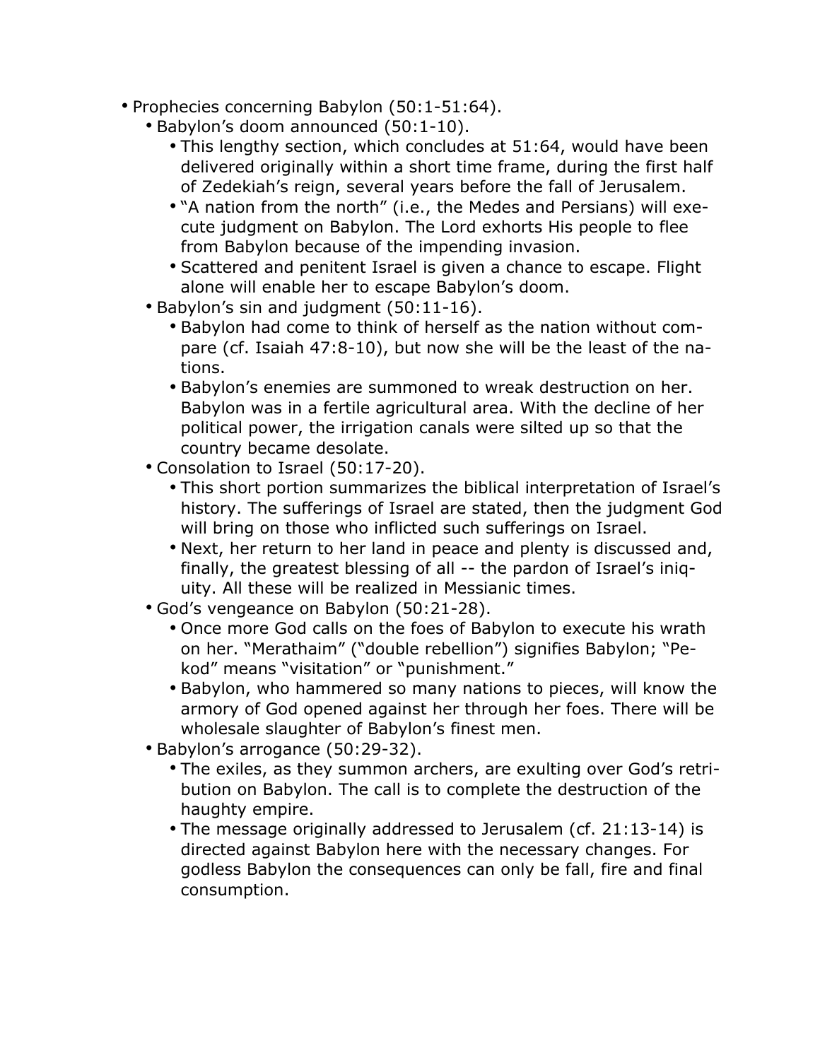- Prophecies concerning Babylon (50:1-51:64).
  - Babylon's doom announced (50:1-10).
    - This lengthy section, which concludes at 51:64, would have been delivered originally within a short time frame, during the first half of Zedekiah's reign, several years before the fall of Jerusalem.
    - "A nation from the north" (i.e., the Medes and Persians) will execute judgment on Babylon. The Lord exhorts His people to flee from Babylon because of the impending invasion.
    - Scattered and penitent Israel is given a chance to escape. Flight alone will enable her to escape Babylon's doom.
  - Babylon's sin and judgment (50:11-16).
    - Babylon had come to think of herself as the nation without compare (cf. Isaiah 47:8-10), but now she will be the least of the nations.
    - Babylon's enemies are summoned to wreak destruction on her. Babylon was in a fertile agricultural area. With the decline of her political power, the irrigation canals were silted up so that the country became desolate.
  - Consolation to Israel (50:17-20).
    - This short portion summarizes the biblical interpretation of Israel's history. The sufferings of Israel are stated, then the judgment God will bring on those who inflicted such sufferings on Israel.
    - Next, her return to her land in peace and plenty is discussed and, finally, the greatest blessing of all -- the pardon of Israel's iniquity. All these will be realized in Messianic times.
  - God's vengeance on Babylon (50:21-28).
    - Once more God calls on the foes of Babylon to execute his wrath on her. "Merathaim" ("double rebellion") signifies Babylon; "Pekod" means "visitation" or "punishment."
    - Babylon, who hammered so many nations to pieces, will know the armory of God opened against her through her foes. There will be wholesale slaughter of Babylon's finest men.
  - Babylon's arrogance (50:29-32).
    - The exiles, as they summon archers, are exulting over God's retribution on Babylon. The call is to complete the destruction of the haughty empire.
    - The message originally addressed to Jerusalem (cf. 21:13-14) is directed against Babylon here with the necessary changes. For godless Babylon the consequences can only be fall, fire and final consumption.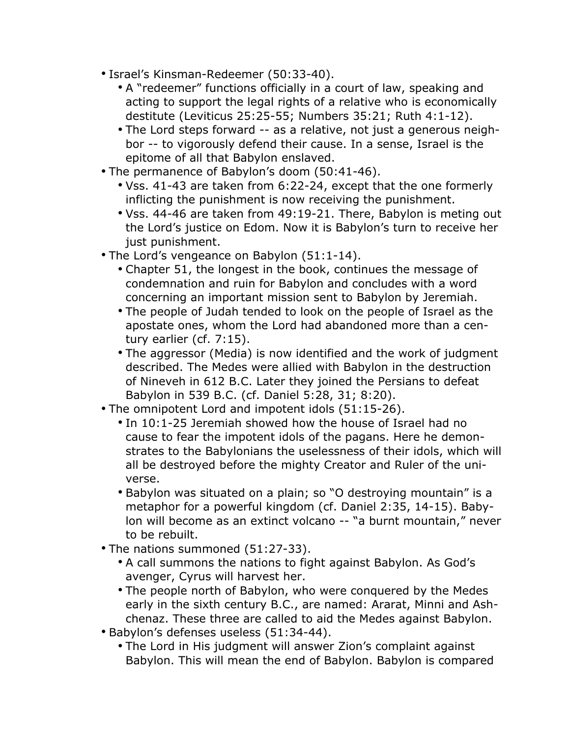- Israel's Kinsman-Redeemer (50:33-40).
  - A "redeemer" functions officially in a court of law, speaking and acting to support the legal rights of a relative who is economically destitute (Leviticus 25:25-55; Numbers 35:21; Ruth 4:1-12).
  - The Lord steps forward -- as a relative, not just a generous neighbor -- to vigorously defend their cause. In a sense, Israel is the epitome of all that Babylon enslaved.
- The permanence of Babylon's doom (50:41-46).
  - Vss. 41-43 are taken from 6:22-24, except that the one formerly inflicting the punishment is now receiving the punishment.
  - Vss. 44-46 are taken from 49:19-21. There, Babylon is meting out the Lord's justice on Edom. Now it is Babylon's turn to receive her just punishment.
- The Lord's vengeance on Babylon (51:1-14).
  - Chapter 51, the longest in the book, continues the message of condemnation and ruin for Babylon and concludes with a word concerning an important mission sent to Babylon by Jeremiah.
  - The people of Judah tended to look on the people of Israel as the apostate ones, whom the Lord had abandoned more than a century earlier (cf. 7:15).
  - The aggressor (Media) is now identified and the work of judgment described. The Medes were allied with Babylon in the destruction of Nineveh in 612 B.C. Later they joined the Persians to defeat Babylon in 539 B.C. (cf. Daniel 5:28, 31; 8:20).
- The omnipotent Lord and impotent idols (51:15-26).
  - In 10:1-25 Jeremiah showed how the house of Israel had no cause to fear the impotent idols of the pagans. Here he demonstrates to the Babylonians the uselessness of their idols, which will all be destroyed before the mighty Creator and Ruler of the universe.
  - Babylon was situated on a plain; so "O destroying mountain" is a metaphor for a powerful kingdom (cf. Daniel 2:35, 14-15). Babylon will become as an extinct volcano -- "a burnt mountain," never to be rebuilt.
- The nations summoned (51:27-33).
  - A call summons the nations to fight against Babylon. As God's avenger, Cyrus will harvest her.
  - The people north of Babylon, who were conquered by the Medes early in the sixth century B.C., are named: Ararat, Minni and Ashchenaz. These three are called to aid the Medes against Babylon.
- Babylon's defenses useless (51:34-44).
  - The Lord in His judgment will answer Zion's complaint against Babylon. This will mean the end of Babylon. Babylon is compared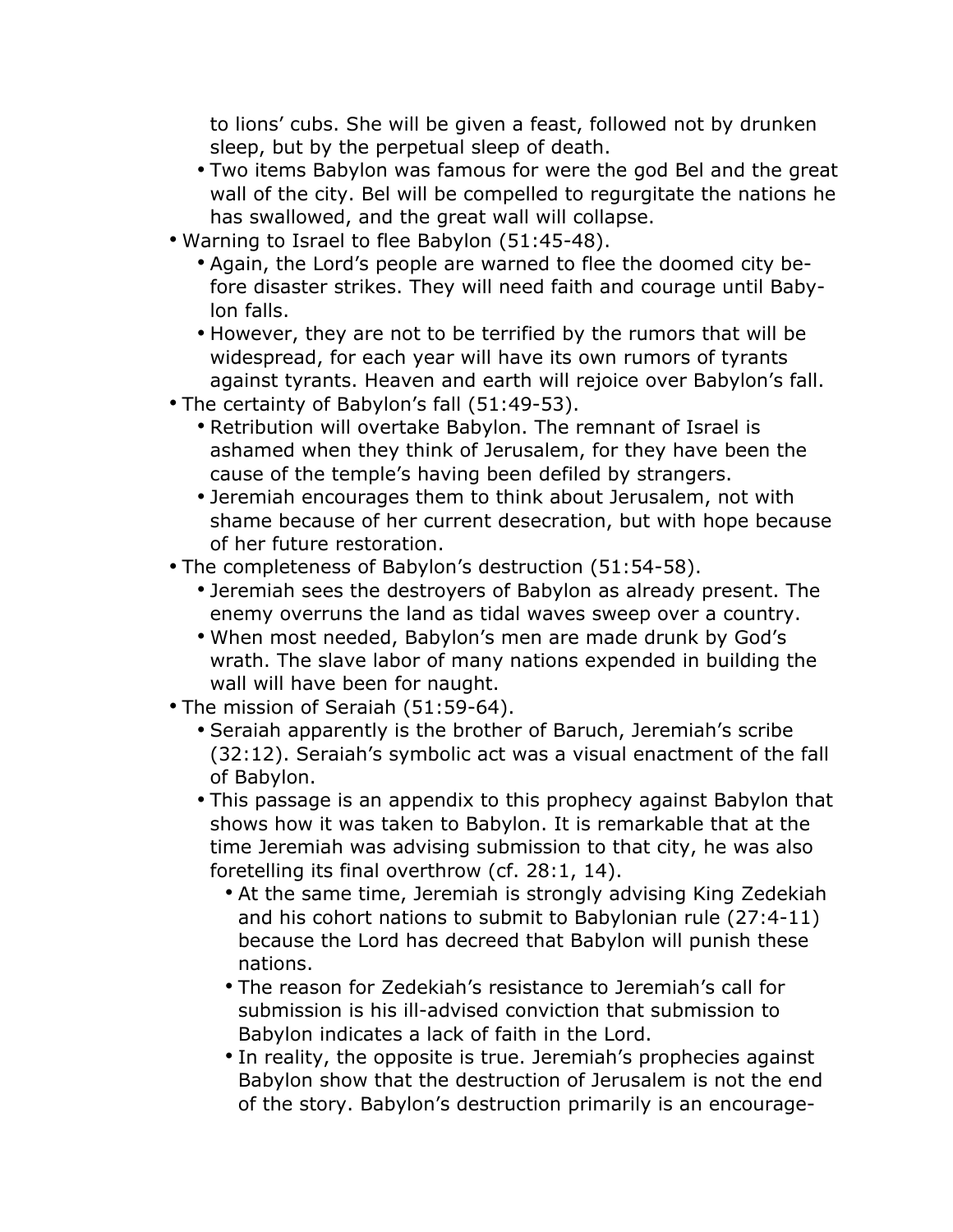- to lions' cubs. She will be given a feast, followed not by drunken sleep, but by the perpetual sleep of death.
    - Two items Babylon was famous for were the god Bel and the great wall of the city. Bel will be compelled to regurgitate the nations he has swallowed, and the great wall will collapse.
- Warning to Israel to flee Babylon (51:45-48).
    - Again, the Lord's people are warned to flee the doomed city before disaster strikes. They will need faith and courage until Babylon falls.
    - However, they are not to be terrified by the rumors that will be widespread, for each year will have its own rumors of tyrants against tyrants. Heaven and earth will rejoice over Babylon's fall.
- The certainty of Babylon's fall (51:49-53).
    - Retribution will overtake Babylon. The remnant of Israel is ashamed when they think of Jerusalem, for they have been the cause of the temple's having been defiled by strangers.
    - Jeremiah encourages them to think about Jerusalem, not with shame because of her current desecration, but with hope because of her future restoration.
- The completeness of Babylon's destruction (51:54-58).
    - Jeremiah sees the destroyers of Babylon as already present. The enemy overruns the land as tidal waves sweep over a country.
    - When most needed, Babylon's men are made drunk by God's wrath. The slave labor of many nations expended in building the wall will have been for naught.
- The mission of Seraiah (51:59-64).
    - Seraiah apparently is the brother of Baruch, Jeremiah's scribe (32:12). Seraiah's symbolic act was a visual enactment of the fall of Babylon.
    - This passage is an appendix to this prophecy against Babylon that shows how it was taken to Babylon. It is remarkable that at the time Jeremiah was advising submission to that city, he was also foretelling its final overthrow (cf. 28:1, 14).
        - At the same time, Jeremiah is strongly advising King Zedekiah and his cohort nations to submit to Babylonian rule (27:4-11) because the Lord has decreed that Babylon will punish these nations.
        - The reason for Zedekiah's resistance to Jeremiah's call for submission is his ill-advised conviction that submission to Babylon indicates a lack of faith in the Lord.
        - In reality, the opposite is true. Jeremiah's prophecies against Babylon show that the destruction of Jerusalem is not the end of the story. Babylon's destruction primarily is an encourage-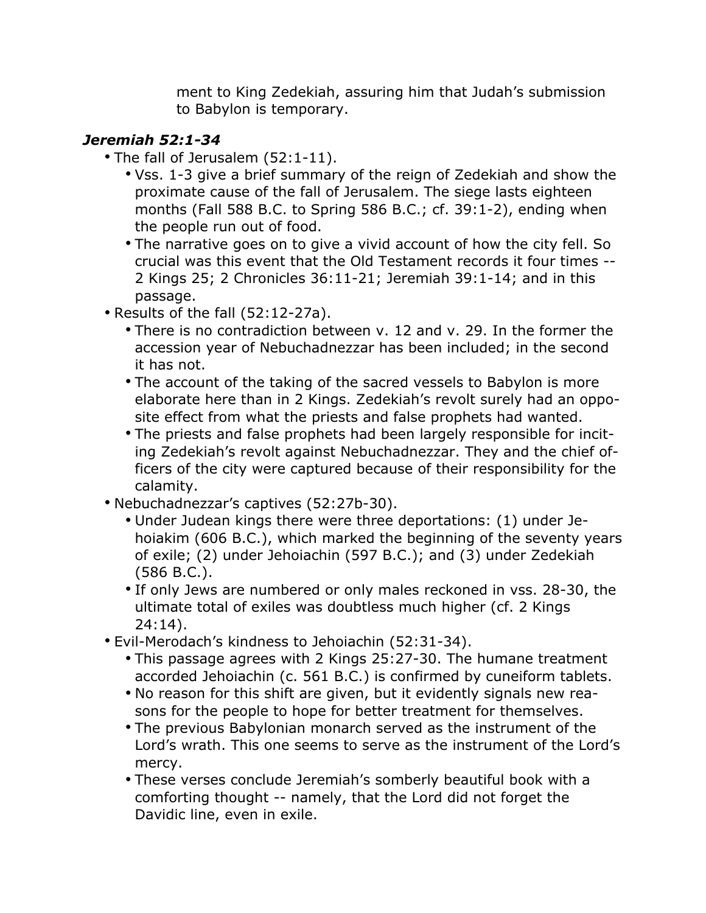ment to King Zedekiah, assuring him that Judah's submission to Babylon is temporary.

***Jeremiah 52:1-34***

- The fall of Jerusalem (52:1-11).
  - Vss. 1-3 give a brief summary of the reign of Zedekiah and show the proximate cause of the fall of Jerusalem. The siege lasts eighteen months (Fall 588 B.C. to Spring 586 B.C.; cf. 39:1-2), ending when the people run out of food.
  - The narrative goes on to give a vivid account of how the city fell. So crucial was this event that the Old Testament records it four times -- 2 Kings 25; 2 Chronicles 36:11-21; Jeremiah 39:1-14; and in this passage.
- Results of the fall (52:12-27a).
  - There is no contradiction between v. 12 and v. 29. In the former the accession year of Nebuchadnezzar has been included; in the second it has not.
  - The account of the taking of the sacred vessels to Babylon is more elaborate here than in 2 Kings. Zedekiah's revolt surely had an opposite effect from what the priests and false prophets had wanted.
  - The priests and false prophets had been largely responsible for inciting Zedekiah's revolt against Nebuchadnezzar. They and the chief officers of the city were captured because of their responsibility for the calamity.
- Nebuchadnezzar's captives (52:27b-30).
  - Under Judean kings there were three deportations: (1) under Jehoiakim (606 B.C.), which marked the beginning of the seventy years of exile; (2) under Jehoiachin (597 B.C.); and (3) under Zedekiah (586 B.C.).
  - If only Jews are numbered or only males reckoned in vss. 28-30, the ultimate total of exiles was doubtless much higher (cf. 2 Kings 24:14).
- Evil-Merodach's kindness to Jehoiachin (52:31-34).
  - This passage agrees with 2 Kings 25:27-30. The humane treatment accorded Jehoiachin (c. 561 B.C.) is confirmed by cuneiform tablets.
  - No reason for this shift are given, but it evidently signals new reasons for the people to hope for better treatment for themselves.
  - The previous Babylonian monarch served as the instrument of the Lord's wrath. This one seems to serve as the instrument of the Lord's mercy.
  - These verses conclude Jeremiah's somberly beautiful book with a comforting thought -- namely, that the Lord did not forget the Davidic line, even in exile.